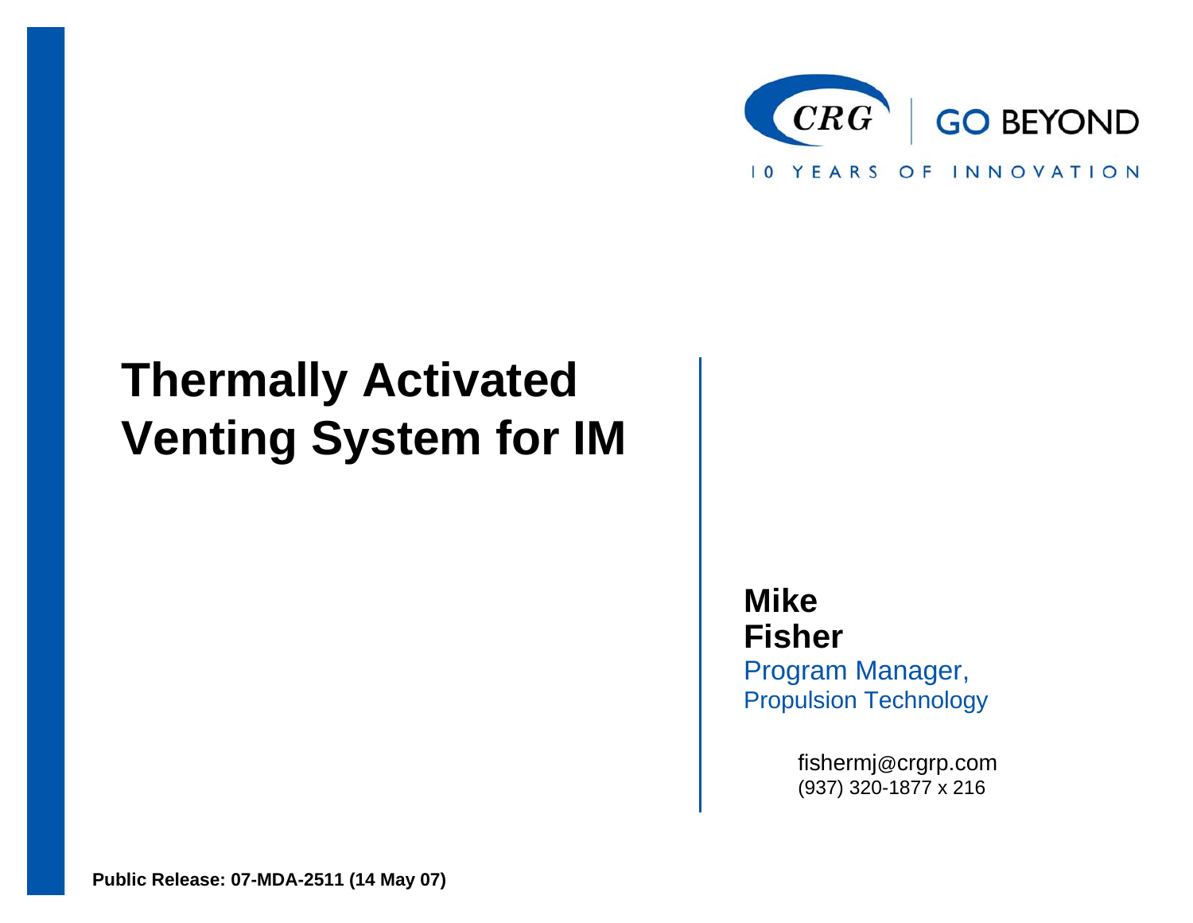CRG | GO BEYOND

10 YEARS OF INNOVATION

# Thermally Activated Venting System for IM

**Mike Fisher**

Program Manager, Propulsion Technology

fishermj@crgrp.com
(937) 320-1877 x 216

**Public Release: 07-MDA-2511 (14 May 07)**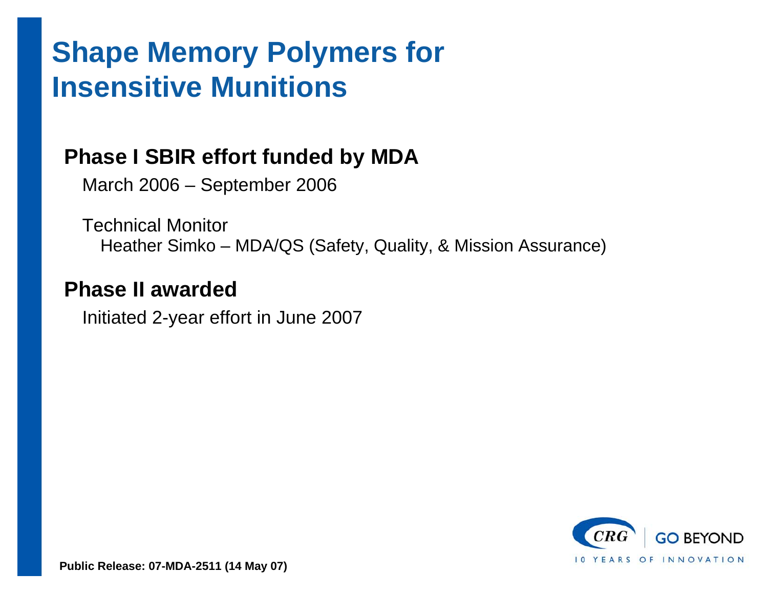# Shape Memory Polymers for Insensitive Munitions

## Phase I SBIR effort funded by MDA

March 2006 – September 2006

Technical Monitor

Heather Simko – MDA/QS (Safety, Quality, & Mission Assurance)

## Phase II awarded

Initiated 2-year effort in June 2007

**Public Release: 07-MDA-2511 (14 May 07)**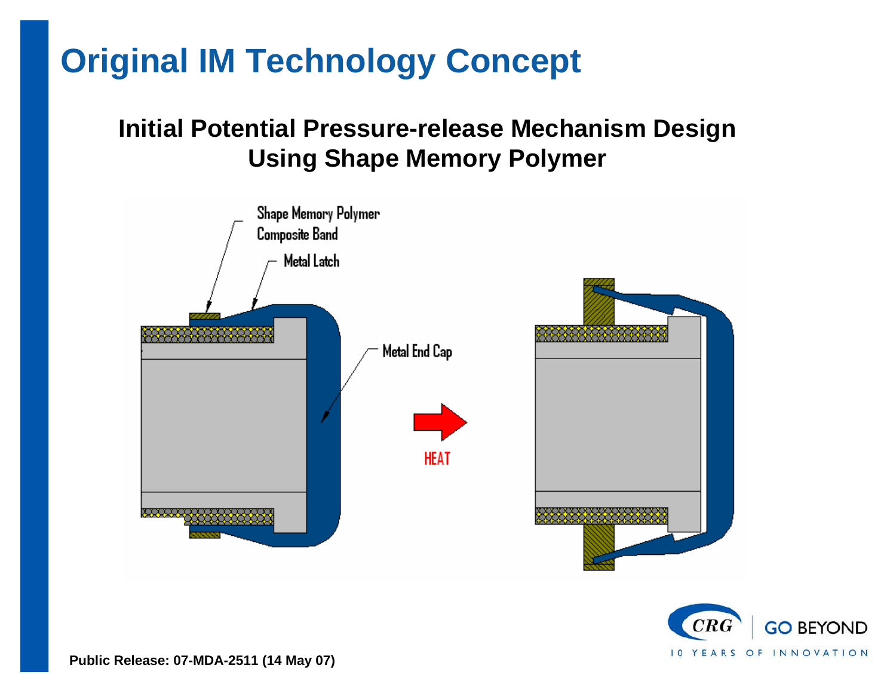# Original IM Technology Concept

**Initial Potential Pressure-release Mechanism Design Using Shape Memory Polymer**

Shape Memory Polymer Composite Band

Metal Latch

Metal End Cap

HEAT

Public Release: 07-MDA-2511 (14 May 07)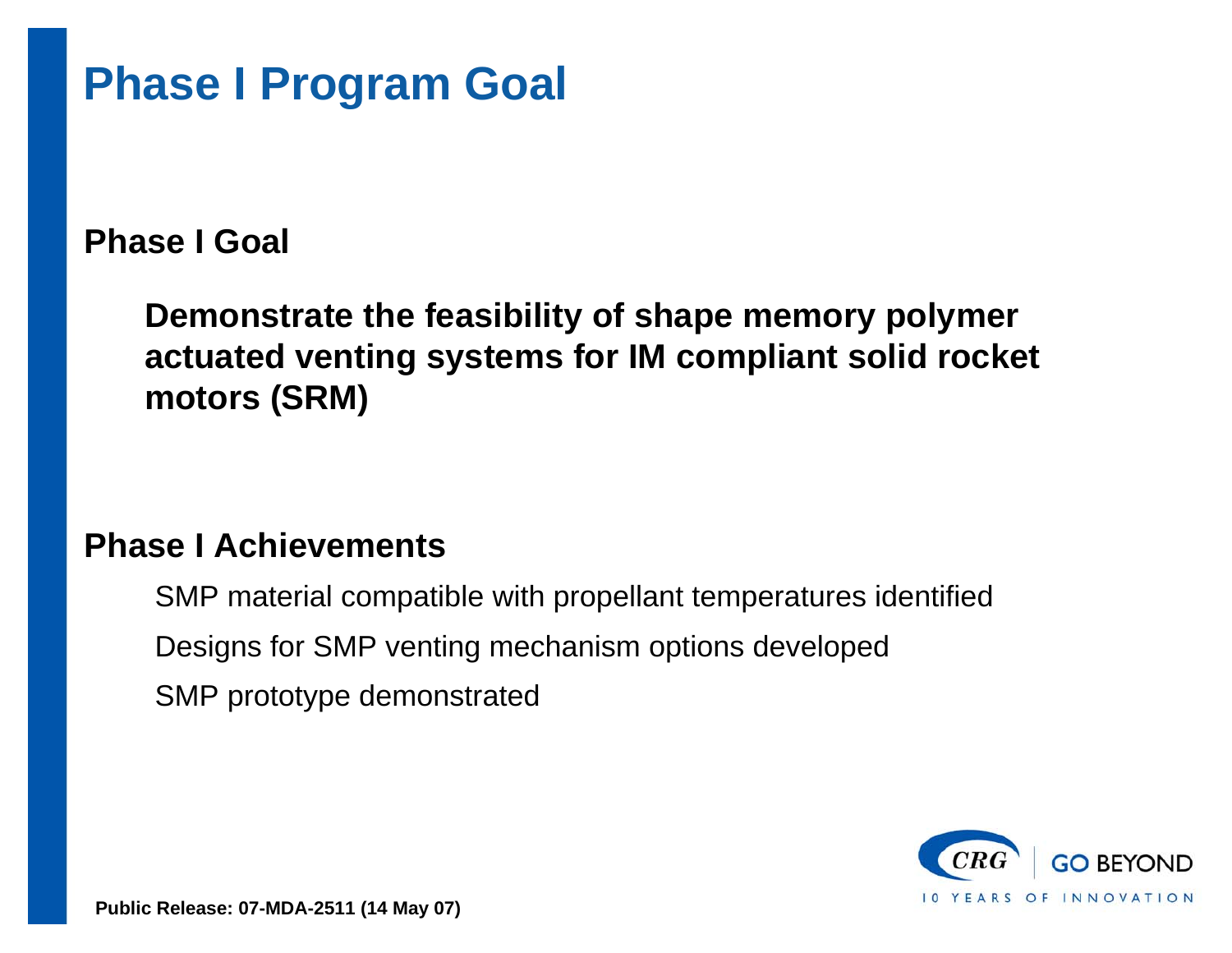# Phase I Program Goal

## Phase I Goal

**Demonstrate the feasibility of shape memory polymer actuated venting systems for IM compliant solid rocket motors (SRM)**

## Phase I Achievements

- SMP material compatible with propellant temperatures identified
- Designs for SMP venting mechanism options developed
- SMP prototype demonstrated

**Public Release: 07-MDA-2511 (14 May 07)**

CRG | GO BEYOND
10 YEARS OF INNOVATION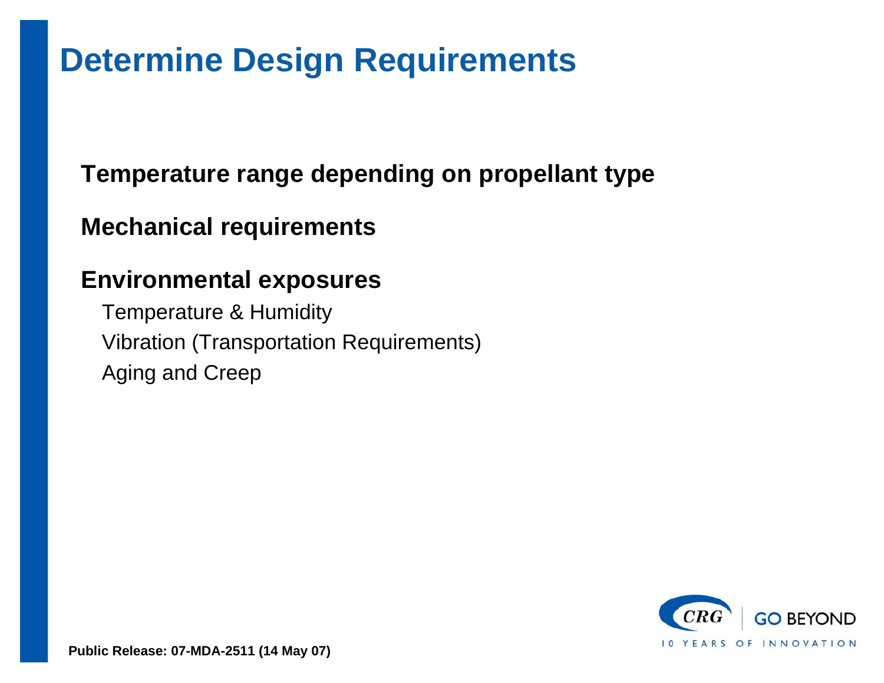# Determine Design Requirements

**Temperature range depending on propellant type**

**Mechanical requirements**

**Environmental exposures**

- Temperature & Humidity
- Vibration (Transportation Requirements)
- Aging and Creep

**Public Release: 07-MDA-2511 (14 May 07)**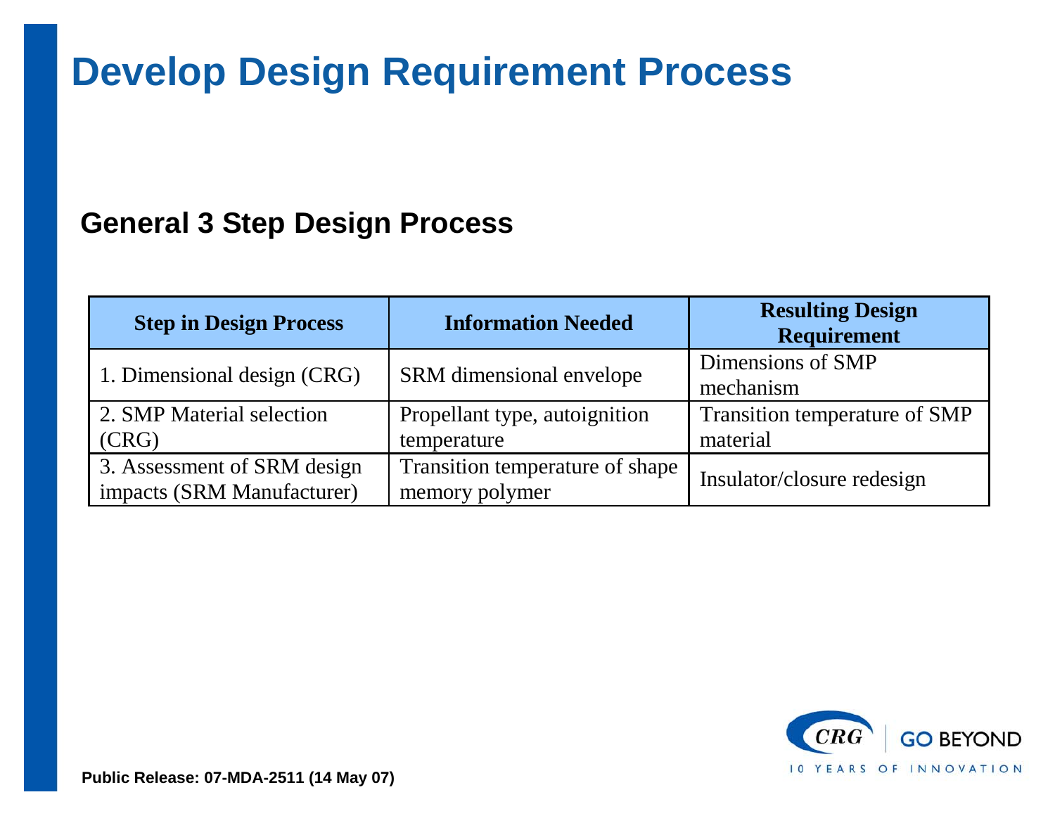# Develop Design Requirement Process

## General 3 Step Design Process

| Step in Design Process | Information Needed | Resulting Design Requirement |
|---|---|---|
| 1. Dimensional design (CRG) | SRM dimensional envelope | Dimensions of SMP mechanism |
| 2. SMP Material selection (CRG) | Propellant type, autoignition temperature | Transition temperature of SMP material |
| 3. Assessment of SRM design impacts (SRM Manufacturer) | Transition temperature of shape memory polymer | Insulator/closure redesign |

**Public Release: 07-MDA-2511 (14 May 07)**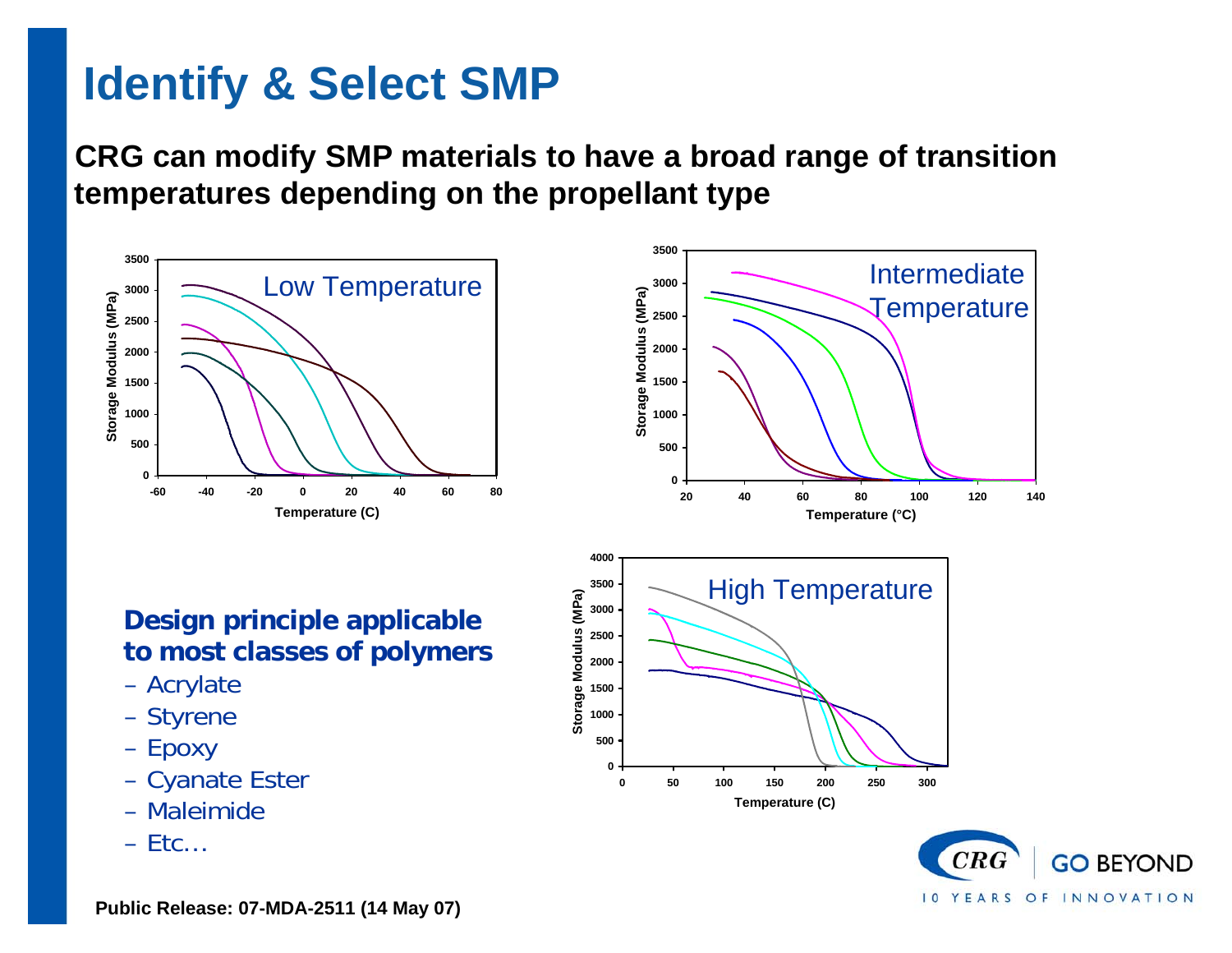# Identify & Select SMP

**CRG can modify SMP materials to have a broad range of transition temperatures depending on the propellant type**

Low Temperature

Storage Modulus (MPa)

3500
3000
2500
2000
1500
1000
500
0

-60 -40 -20 0 20 40 60 80

Temperature (C)

Intermediate Temperature

Storage Modulus (MPa)

3500
3000
2500
2000
1500
1000
500
0

20 40 60 80 100 120 140

Temperature (°C)

High Temperature

Storage Modulus (MPa)

4000
3500
3000
2500
2000
1500
1000
500
0

0 50 100 150 200 250 300

Temperature (C)

**Design principle applicable to most classes of polymers**

- Acrylate
- Styrene
- Epoxy
- Cyanate Ester
- Maleimide
- Etc…

**Public Release: 07-MDA-2511 (14 May 07)**

CRG | GO BEYOND

10 YEARS OF INNOVATION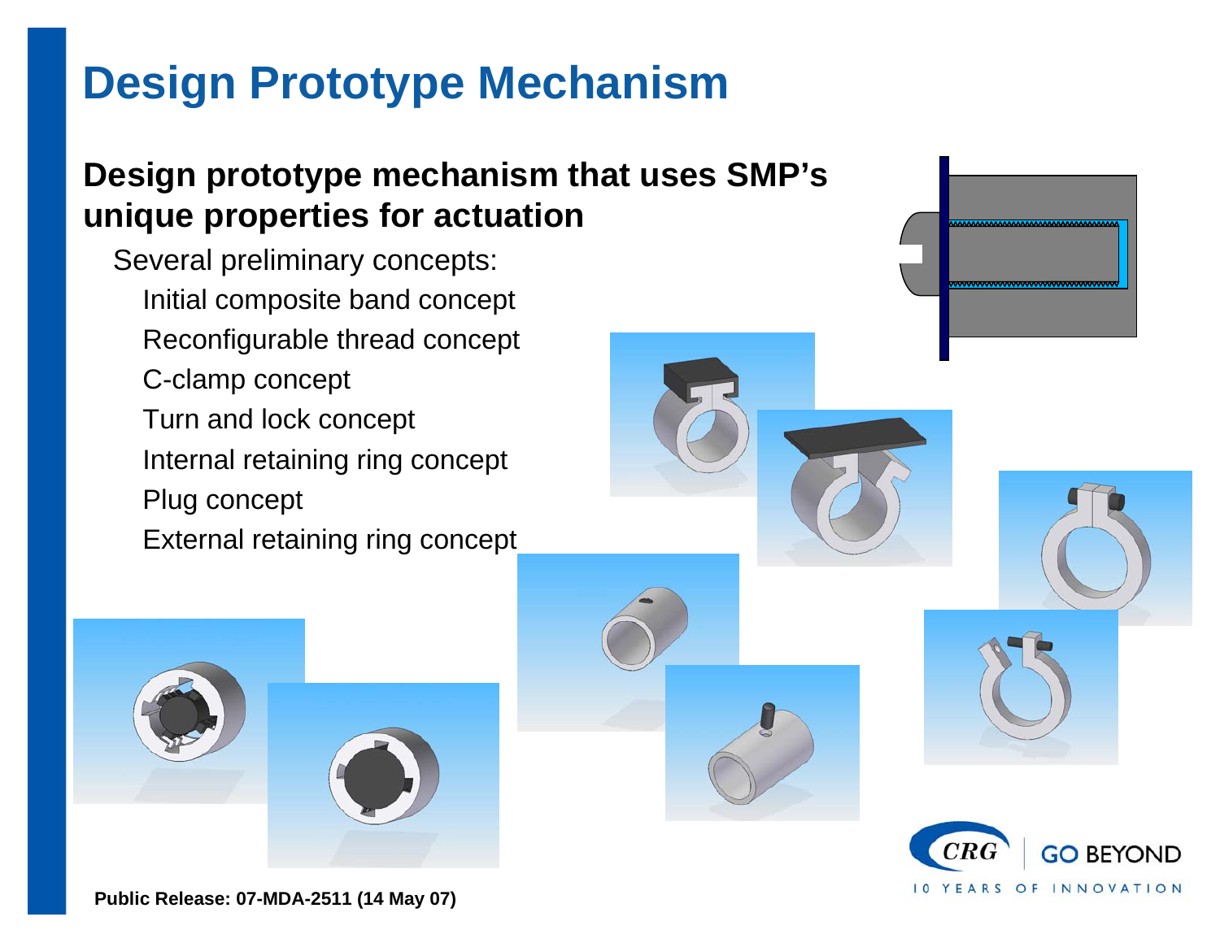# Design Prototype Mechanism

**Design prototype mechanism that uses SMP's unique properties for actuation**

- Several preliminary concepts:
  - Initial composite band concept
  - Reconfigurable thread concept
  - C-clamp concept
  - Turn and lock concept
  - Internal retaining ring concept
  - Plug concept
  - External retaining ring concept

**Public Release: 07-MDA-2511 (14 May 07)**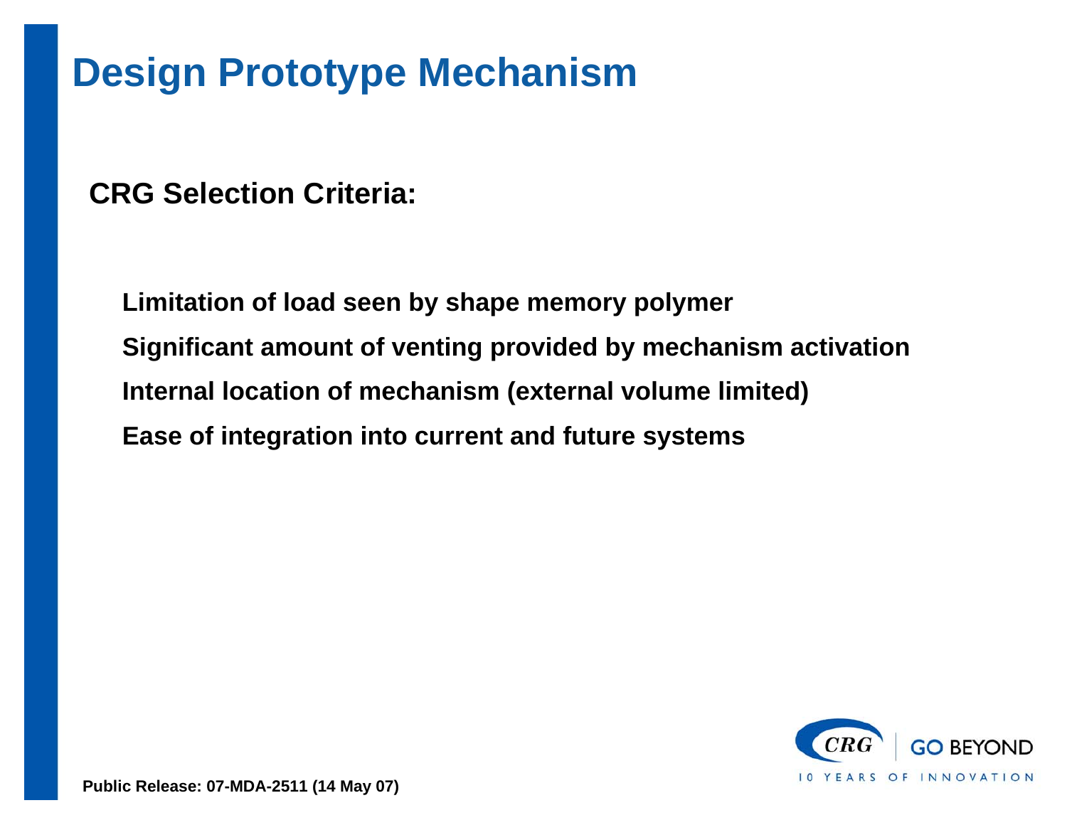# Design Prototype Mechanism

**CRG Selection Criteria:**

- Limitation of load seen by shape memory polymer
- Significant amount of venting provided by mechanism activation
- Internal location of mechanism (external volume limited)
- Ease of integration into current and future systems

Public Release: 07-MDA-2511 (14 May 07)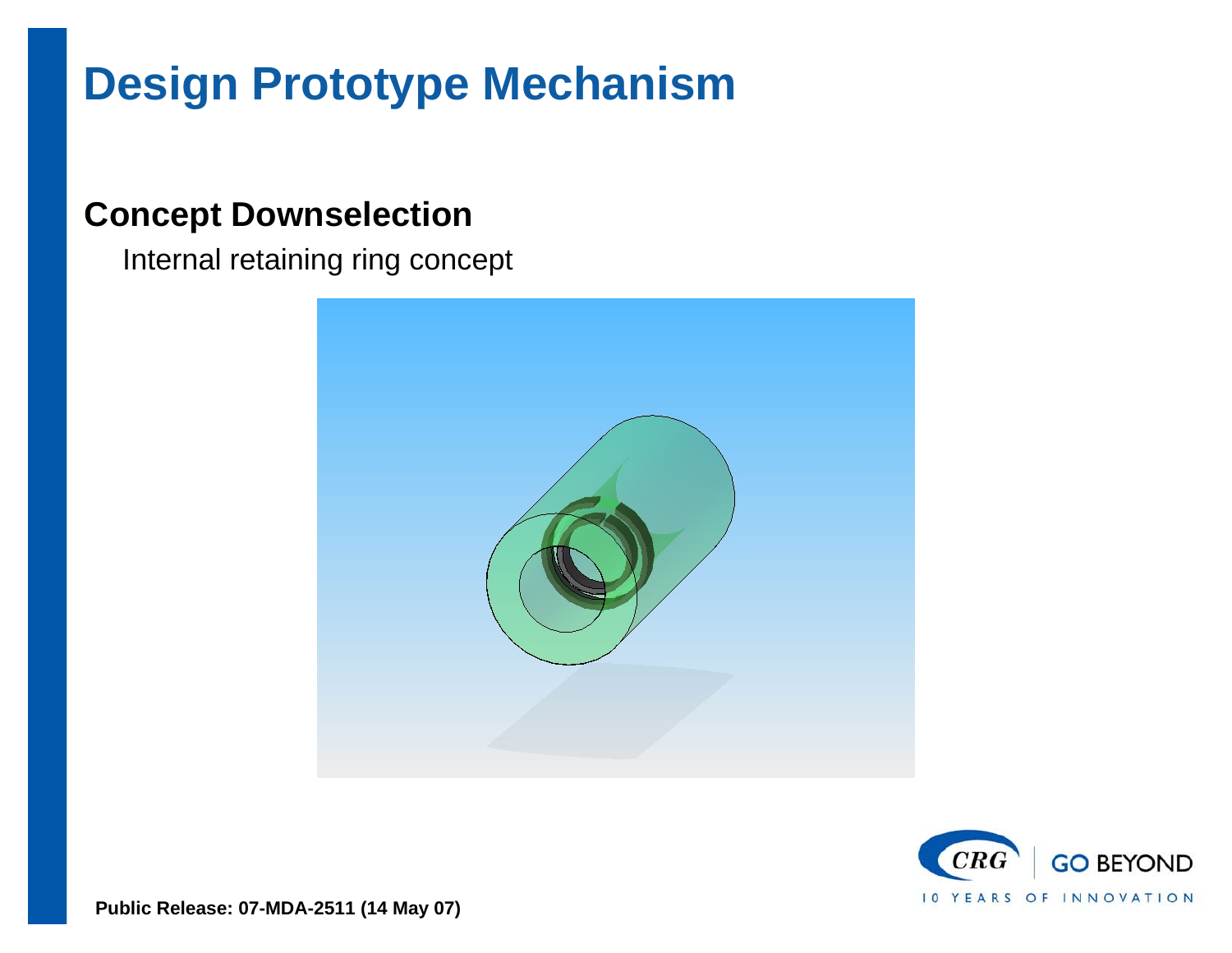# Design Prototype Mechanism

## Concept Downselection

Internal retaining ring concept

Public Release: 07-MDA-2511 (14 May 07)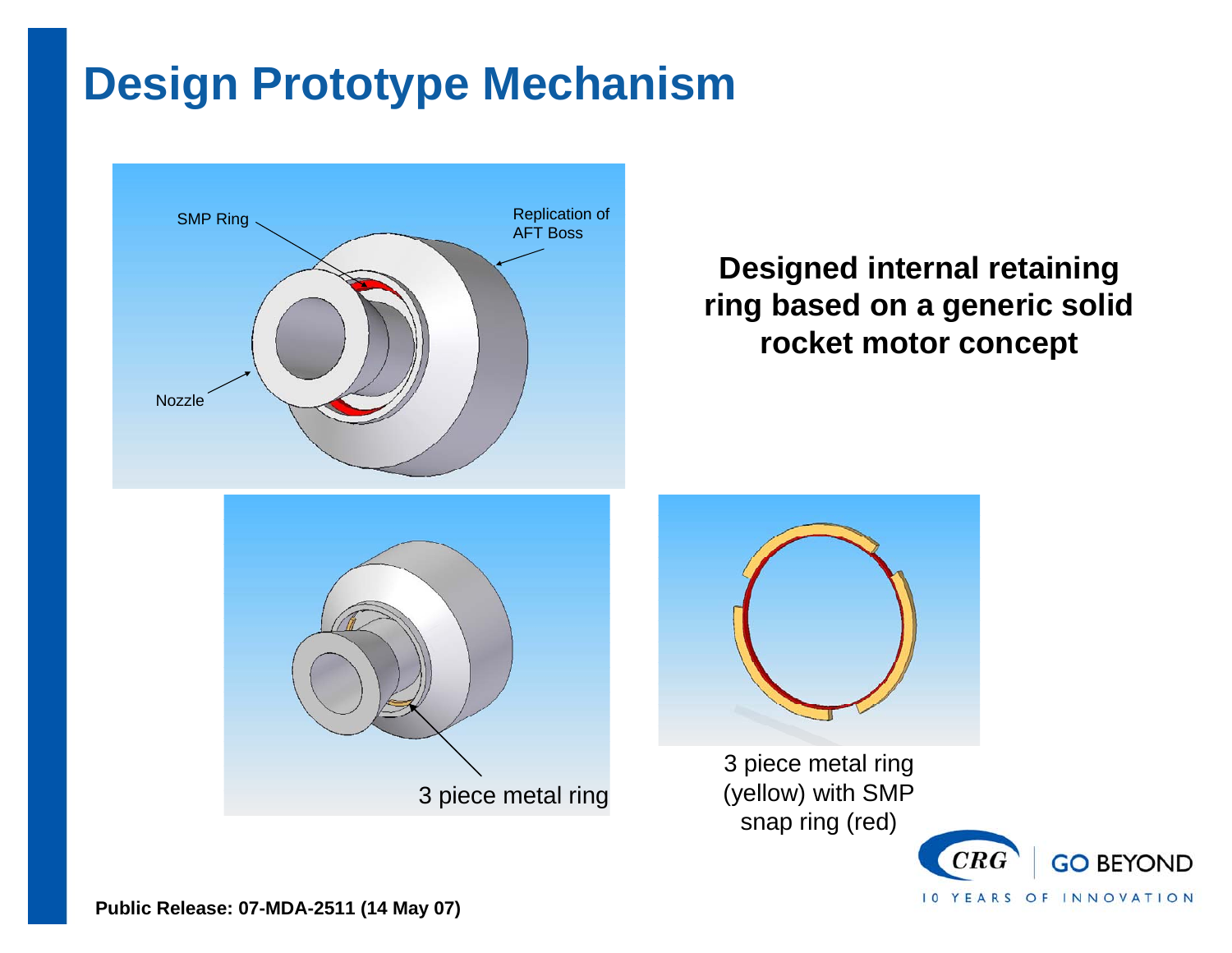# Design Prototype Mechanism

SMP Ring

Replication of AFT Boss

Nozzle

**Designed internal retaining ring based on a generic solid rocket motor concept**

3 piece metal ring

3 piece metal ring (yellow) with SMP snap ring (red)

**Public Release: 07-MDA-2511 (14 May 07)**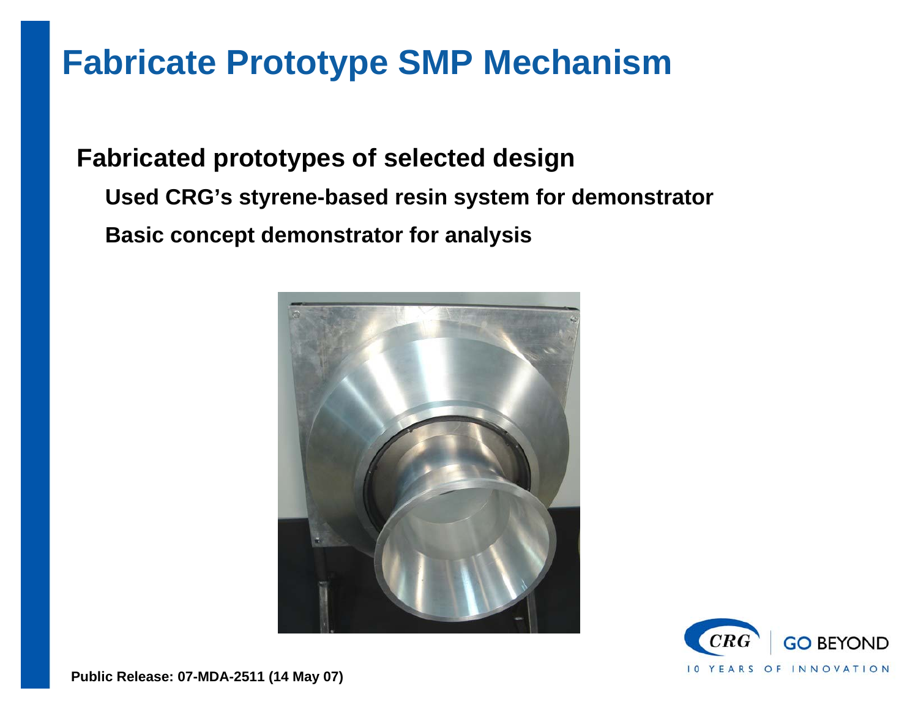# Fabricate Prototype SMP Mechanism

**Fabricated prototypes of selected design**

- **Used CRG's styrene-based resin system for demonstrator**
- **Basic concept demonstrator for analysis**

**Public Release: 07-MDA-2511 (14 May 07)**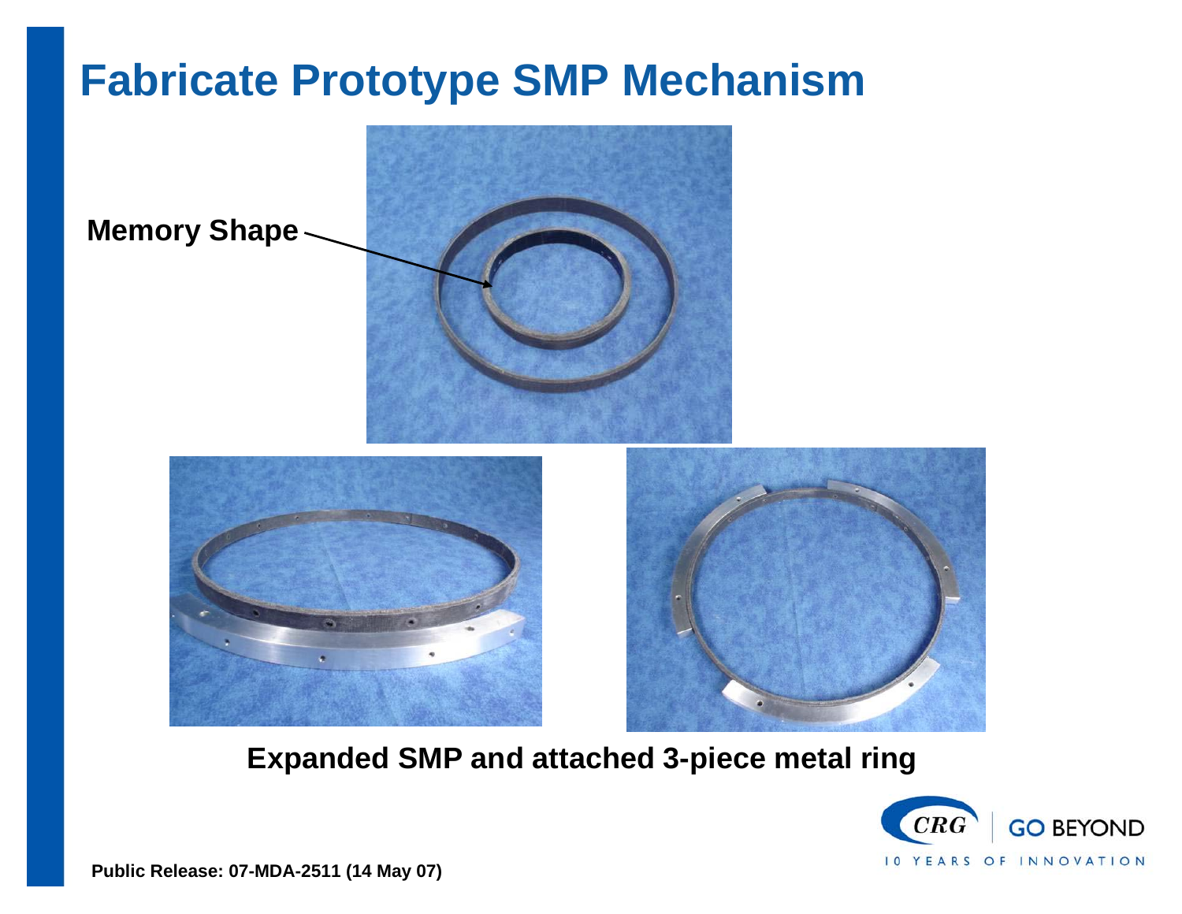# Fabricate Prototype SMP Mechanism

**Memory Shape**

**Expanded SMP and attached 3-piece metal ring**

Public Release: 07-MDA-2511 (14 May 07)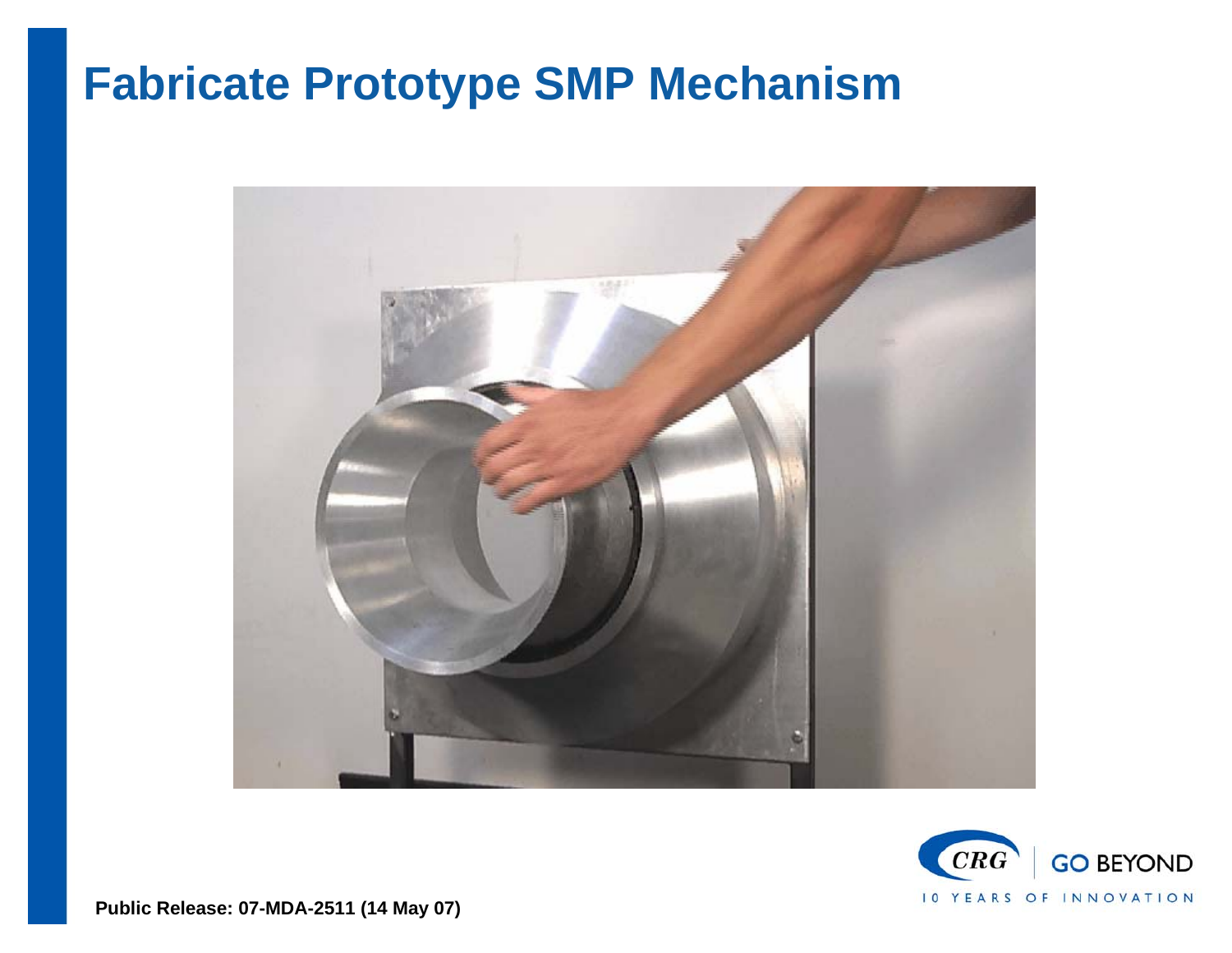# Fabricate Prototype SMP Mechanism

**Public Release: 07-MDA-2511 (14 May 07)**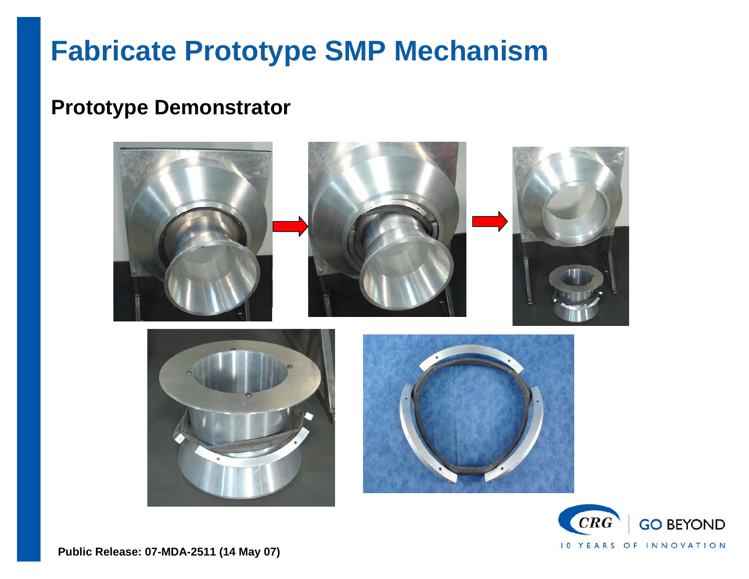# Fabricate Prototype SMP Mechanism

## Prototype Demonstrator

Public Release: 07-MDA-2511 (14 May 07)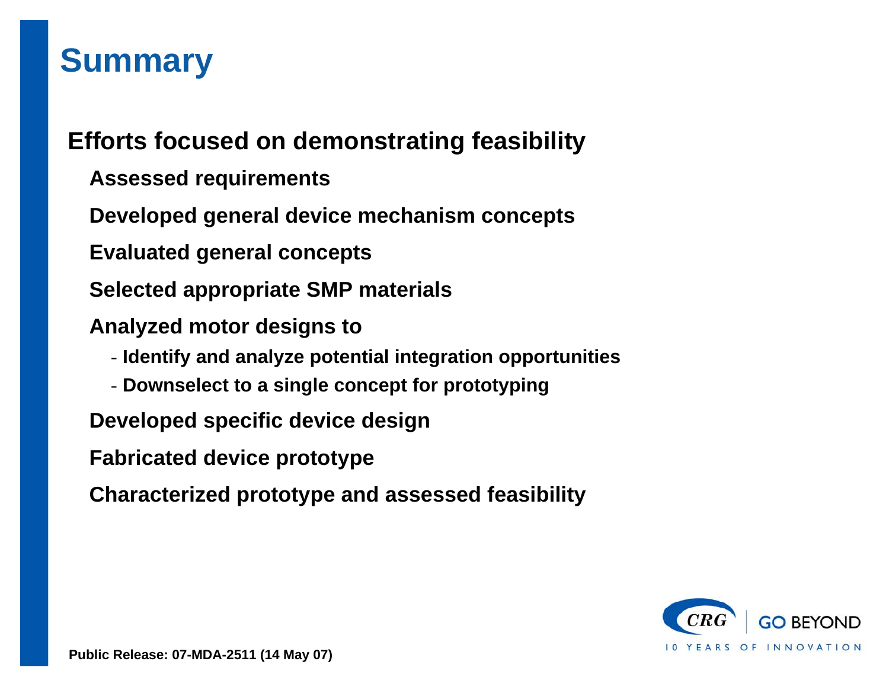# Summary

**Efforts focused on demonstrating feasibility**

- **Assessed requirements**
- **Developed general device mechanism concepts**
- **Evaluated general concepts**
- **Selected appropriate SMP materials**
- **Analyzed motor designs to**
  - **Identify and analyze potential integration opportunities**
  - **Downselect to a single concept for prototyping**
- **Developed specific device design**
- **Fabricated device prototype**
- **Characterized prototype and assessed feasibility**

**Public Release: 07-MDA-2511 (14 May 07)**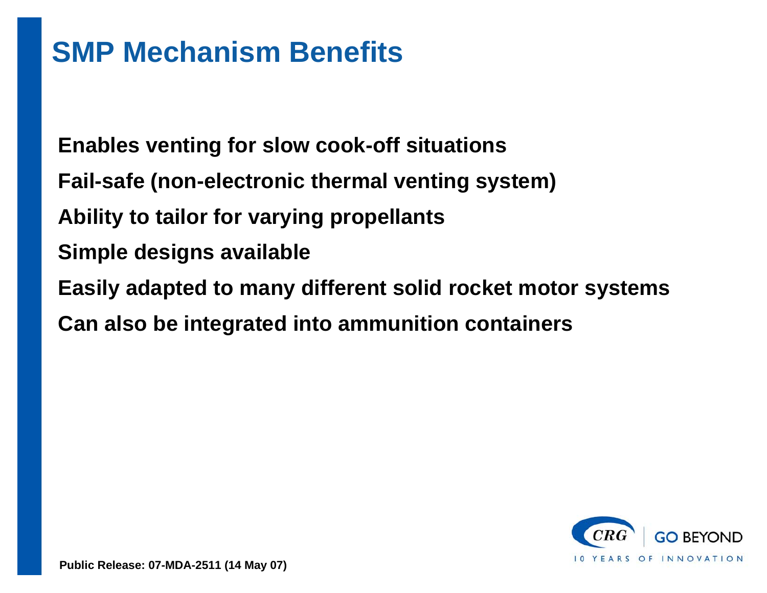# SMP Mechanism Benefits

**Enables venting for slow cook-off situations**

**Fail-safe (non-electronic thermal venting system)**

**Ability to tailor for varying propellants**

**Simple designs available**

**Easily adapted to many different solid rocket motor systems**

**Can also be integrated into ammunition containers**

**Public Release: 07-MDA-2511 (14 May 07)**

CRG | GO BEYOND
10 YEARS OF INNOVATION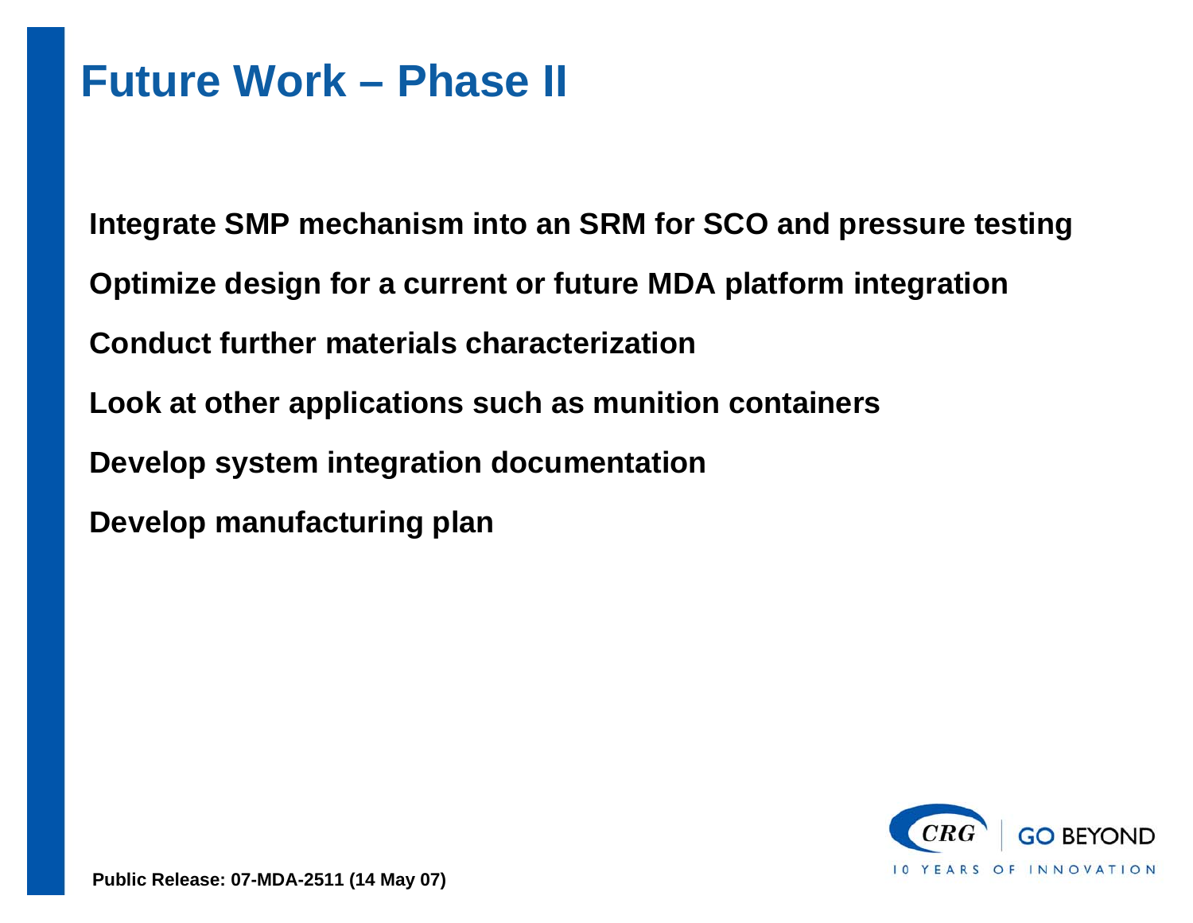# Future Work – Phase II

**Integrate SMP mechanism into an SRM for SCO and pressure testing**

**Optimize design for a current or future MDA platform integration**

**Conduct further materials characterization**

**Look at other applications such as munition containers**

**Develop system integration documentation**

**Develop manufacturing plan**

**Public Release: 07-MDA-2511 (14 May 07)**